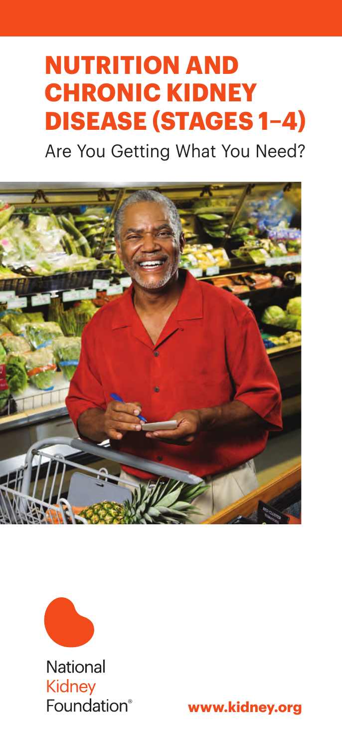# NUTRITION AND CHRONIC KIDNEY DISEASE (STAGES 1–4)

Are You Getting What You Need?

National Kidney Foundation®

**www.kidney.org**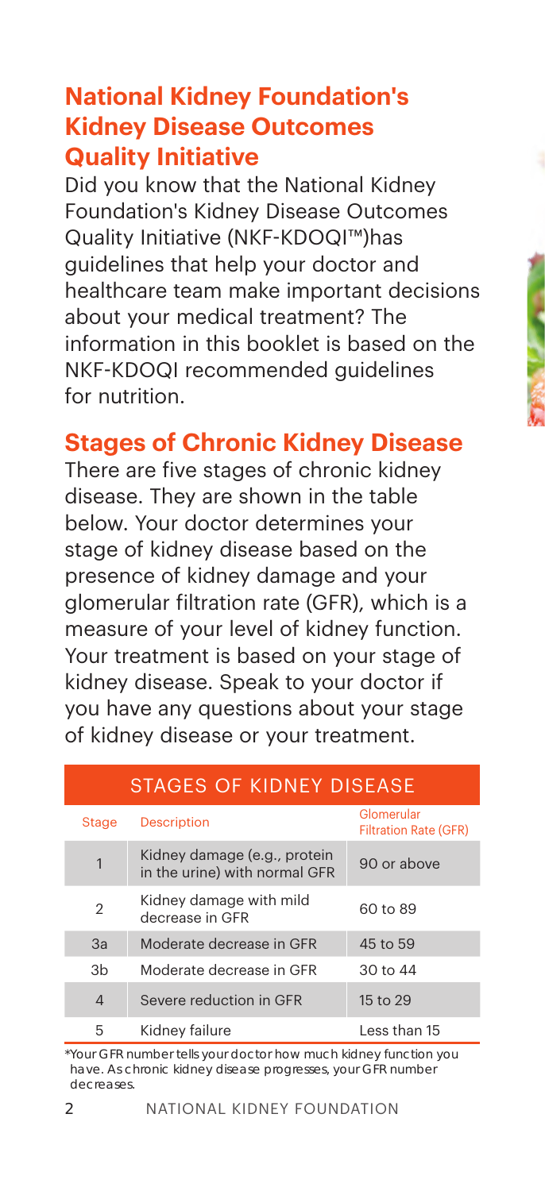## National Kidney Foundation's Kidney Disease Outcomes Quality Initiative

Did you know that the National Kidney Foundation's Kidney Disease Outcomes Quality Initiative (NKF-KDOQI™)has guidelines that help your doctor and healthcare team make important decisions about your medical treatment? The information in this booklet is based on the NKF-KDOQI recommended guidelines for nutrition.

## Stages of Chronic Kidney Disease

There are five stages of chronic kidney disease. They are shown in the table below. Your doctor determines your stage of kidney disease based on the presence of kidney damage and your glomerular filtration rate (GFR), which is a measure of your level of kidney function. Your treatment is based on your stage of kidney disease. Speak to your doctor if you have any questions about your stage of kidney disease or your treatment.

**STAGES OF KIDNEY DISEASE**

| Stage | Description | Glomerular Filtration Rate (GFR) |
|---|---|---|
| 1 | Kidney damage (e.g., protein in the urine) with normal GFR | 90 or above |
| 2 | Kidney damage with mild decrease in GFR | 60 to 89 |
| 3a | Moderate decrease in GFR | 45 to 59 |
| 3b | Moderate decrease in GFR | 30 to 44 |
| 4 | Severe reduction in GFR | 15 to 29 |
| 5 | Kidney failure | Less than 15 |

*Your GFR number tells your doctor how much kidney function you have. As chronic kidney disease progresses, your GFR number decreases.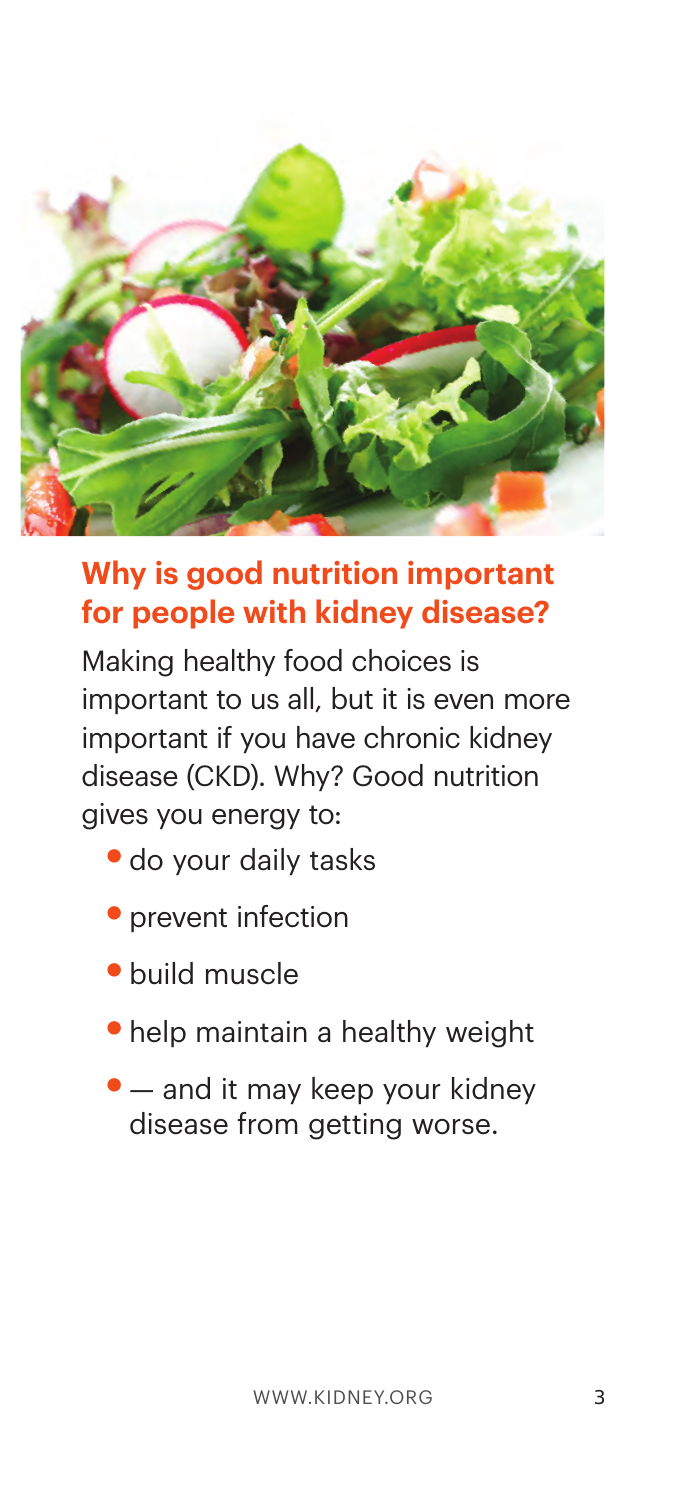## Why is good nutrition important for people with kidney disease?

Making healthy food choices is important to us all, but it is even more important if you have chronic kidney disease (CKD). Why? Good nutrition gives you energy to:

- do your daily tasks
- prevent infection
- build muscle
- help maintain a healthy weight
- — and it may keep your kidney disease from getting worse.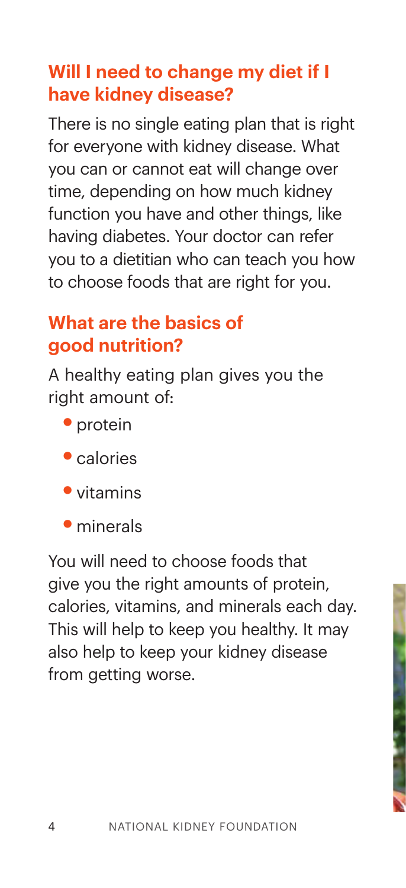## Will I need to change my diet if I have kidney disease?

There is no single eating plan that is right for everyone with kidney disease. What you can or cannot eat will change over time, depending on how much kidney function you have and other things, like having diabetes. Your doctor can refer you to a dietitian who can teach you how to choose foods that are right for you.

## What are the basics of good nutrition?

A healthy eating plan gives you the right amount of:

- protein
- calories
- vitamins
- minerals

You will need to choose foods that give you the right amounts of protein, calories, vitamins, and minerals each day. This will help to keep you healthy. It may also help to keep your kidney disease from getting worse.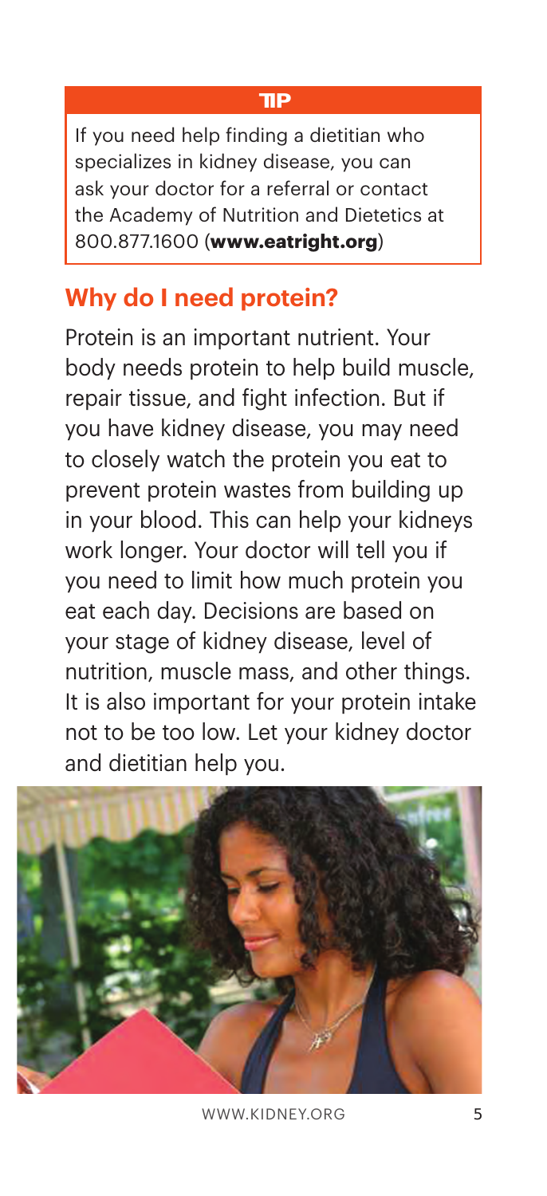**TIP**

If you need help finding a dietitian who specializes in kidney disease, you can ask your doctor for a referral or contact the Academy of Nutrition and Dietetics at 800.877.1600 (**www.eatright.org**)

## Why do I need protein?

Protein is an important nutrient. Your body needs protein to help build muscle, repair tissue, and fight infection. But if you have kidney disease, you may need to closely watch the protein you eat to prevent protein wastes from building up in your blood. This can help your kidneys work longer. Your doctor will tell you if you need to limit how much protein you eat each day. Decisions are based on your stage of kidney disease, level of nutrition, muscle mass, and other things. It is also important for your protein intake not to be too low. Let your kidney doctor and dietitian help you.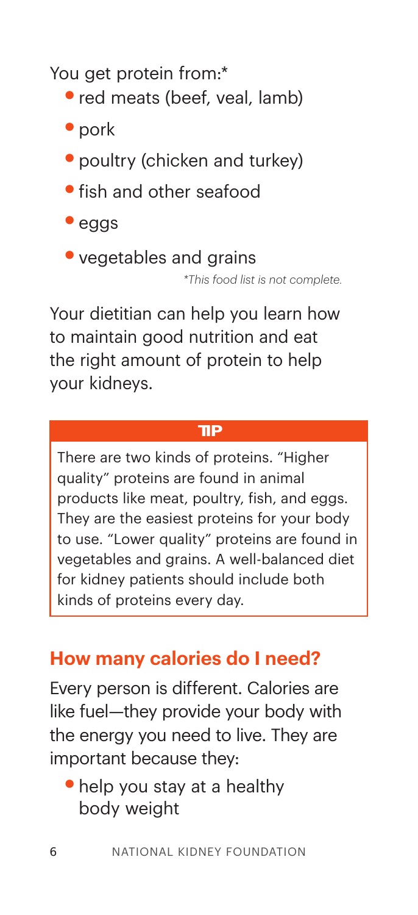You get protein from:*

- red meats (beef, veal, lamb)
- pork
- poultry (chicken and turkey)
- fish and other seafood
- eggs
- vegetables and grains

*This food list is not complete.*

Your dietitian can help you learn how to maintain good nutrition and eat the right amount of protein to help your kidneys.

**TIP**

There are two kinds of proteins. "Higher quality" proteins are found in animal products like meat, poultry, fish, and eggs. They are the easiest proteins for your body to use. "Lower quality" proteins are found in vegetables and grains. A well-balanced diet for kidney patients should include both kinds of proteins every day.

## How many calories do I need?

Every person is different. Calories are like fuel—they provide your body with the energy you need to live. They are important because they:

- help you stay at a healthy body weight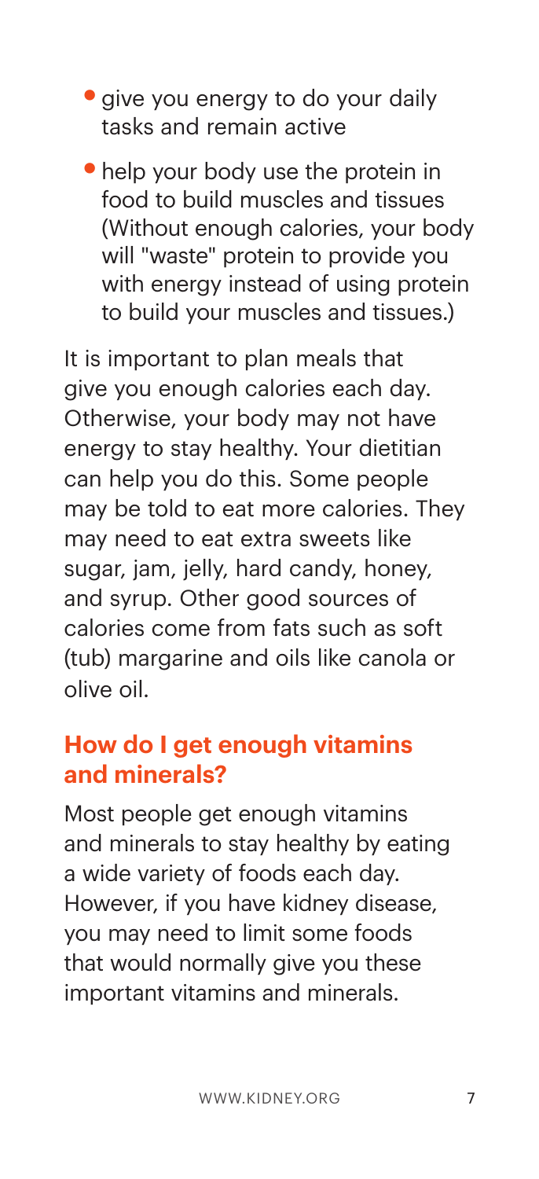- give you energy to do your daily tasks and remain active
- help your body use the protein in food to build muscles and tissues (Without enough calories, your body will "waste" protein to provide you with energy instead of using protein to build your muscles and tissues.)

It is important to plan meals that give you enough calories each day. Otherwise, your body may not have energy to stay healthy. Your dietitian can help you do this. Some people may be told to eat more calories. They may need to eat extra sweets like sugar, jam, jelly, hard candy, honey, and syrup. Other good sources of calories come from fats such as soft (tub) margarine and oils like canola or olive oil.

## How do I get enough vitamins and minerals?

Most people get enough vitamins and minerals to stay healthy by eating a wide variety of foods each day. However, if you have kidney disease, you may need to limit some foods that would normally give you these important vitamins and minerals.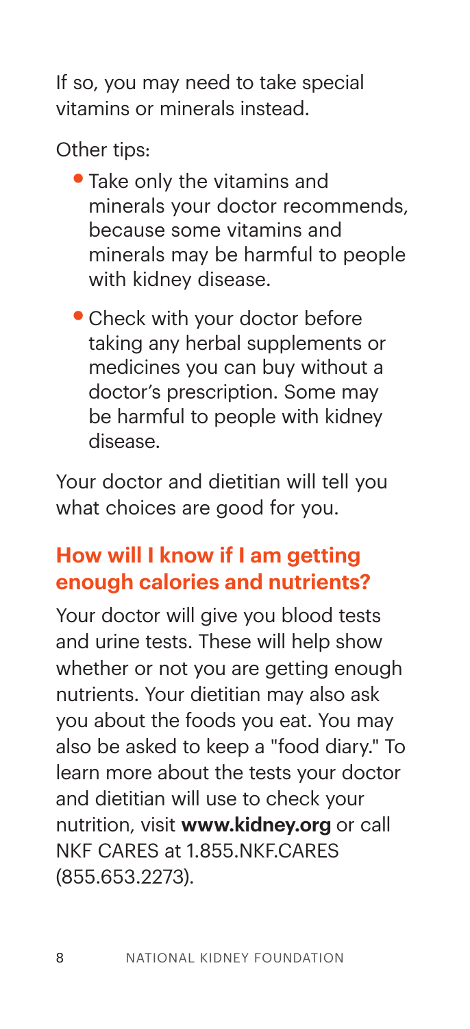If so, you may need to take special vitamins or minerals instead.

Other tips:

- Take only the vitamins and minerals your doctor recommends, because some vitamins and minerals may be harmful to people with kidney disease.
- Check with your doctor before taking any herbal supplements or medicines you can buy without a doctor's prescription. Some may be harmful to people with kidney disease.

Your doctor and dietitian will tell you what choices are good for you.

## How will I know if I am getting enough calories and nutrients?

Your doctor will give you blood tests and urine tests. These will help show whether or not you are getting enough nutrients. Your dietitian may also ask you about the foods you eat. You may also be asked to keep a "food diary." To learn more about the tests your doctor and dietitian will use to check your nutrition, visit **www.kidney.org** or call NKF CARES at 1.855.NKF.CARES (855.653.2273).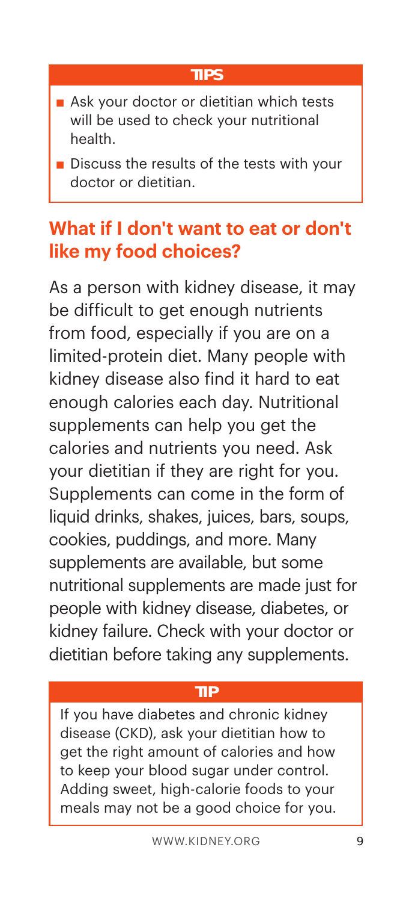**TIPS**

- Ask your doctor or dietitian which tests will be used to check your nutritional health.
- Discuss the results of the tests with your doctor or dietitian.

## What if I don't want to eat or don't like my food choices?

As a person with kidney disease, it may be difficult to get enough nutrients from food, especially if you are on a limited-protein diet. Many people with kidney disease also find it hard to eat enough calories each day. Nutritional supplements can help you get the calories and nutrients you need. Ask your dietitian if they are right for you. Supplements can come in the form of liquid drinks, shakes, juices, bars, soups, cookies, puddings, and more. Many supplements are available, but some nutritional supplements are made just for people with kidney disease, diabetes, or kidney failure. Check with your doctor or dietitian before taking any supplements.

**TIP**

If you have diabetes and chronic kidney disease (CKD), ask your dietitian how to get the right amount of calories and how to keep your blood sugar under control. Adding sweet, high-calorie foods to your meals may not be a good choice for you.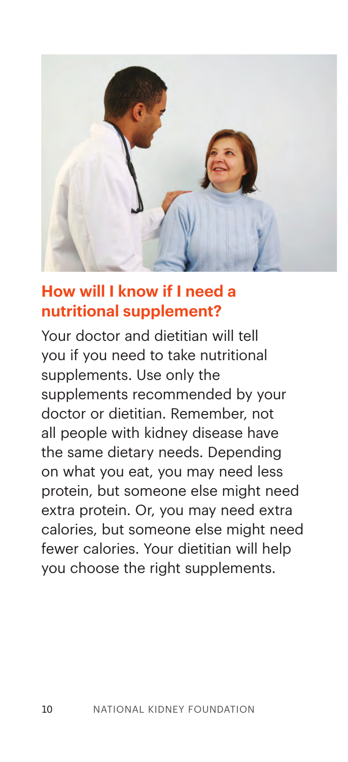## How will I know if I need a nutritional supplement?

Your doctor and dietitian will tell you if you need to take nutritional supplements. Use only the supplements recommended by your doctor or dietitian. Remember, not all people with kidney disease have the same dietary needs. Depending on what you eat, you may need less protein, but someone else might need extra protein. Or, you may need extra calories, but someone else might need fewer calories. Your dietitian will help you choose the right supplements.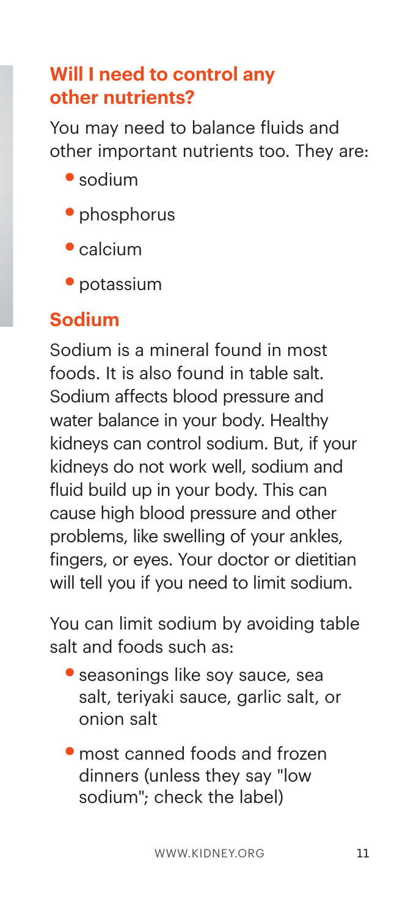## Will I need to control any other nutrients?

You may need to balance fluids and other important nutrients too. They are:

- sodium
- phosphorus
- calcium
- potassium

## Sodium

Sodium is a mineral found in most foods. It is also found in table salt. Sodium affects blood pressure and water balance in your body. Healthy kidneys can control sodium. But, if your kidneys do not work well, sodium and fluid build up in your body. This can cause high blood pressure and other problems, like swelling of your ankles, fingers, or eyes. Your doctor or dietitian will tell you if you need to limit sodium.

You can limit sodium by avoiding table salt and foods such as:

- seasonings like soy sauce, sea salt, teriyaki sauce, garlic salt, or onion salt
- most canned foods and frozen dinners (unless they say "low sodium"; check the label)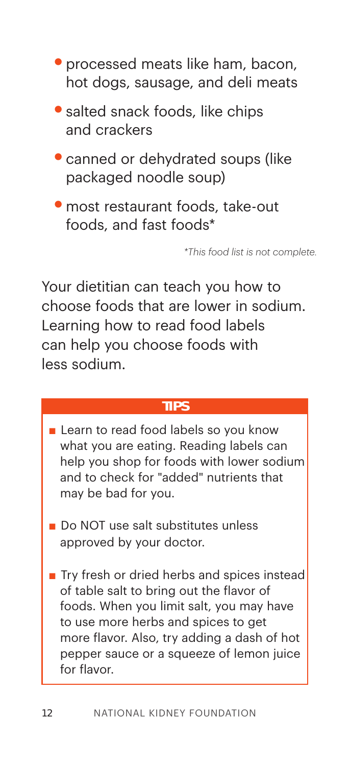- processed meats like ham, bacon, hot dogs, sausage, and deli meats
- salted snack foods, like chips and crackers
- canned or dehydrated soups (like packaged noodle soup)
- most restaurant foods, take-out foods, and fast foods*

*\*This food list is not complete.*

Your dietitian can teach you how to choose foods that are lower in sodium. Learning how to read food labels can help you choose foods with less sodium.

**TIPS**

- Learn to read food labels so you know what you are eating. Reading labels can help you shop for foods with lower sodium and to check for "added" nutrients that may be bad for you.
- Do NOT use salt substitutes unless approved by your doctor.
- Try fresh or dried herbs and spices instead of table salt to bring out the flavor of foods. When you limit salt, you may have to use more herbs and spices to get more flavor. Also, try adding a dash of hot pepper sauce or a squeeze of lemon juice for flavor.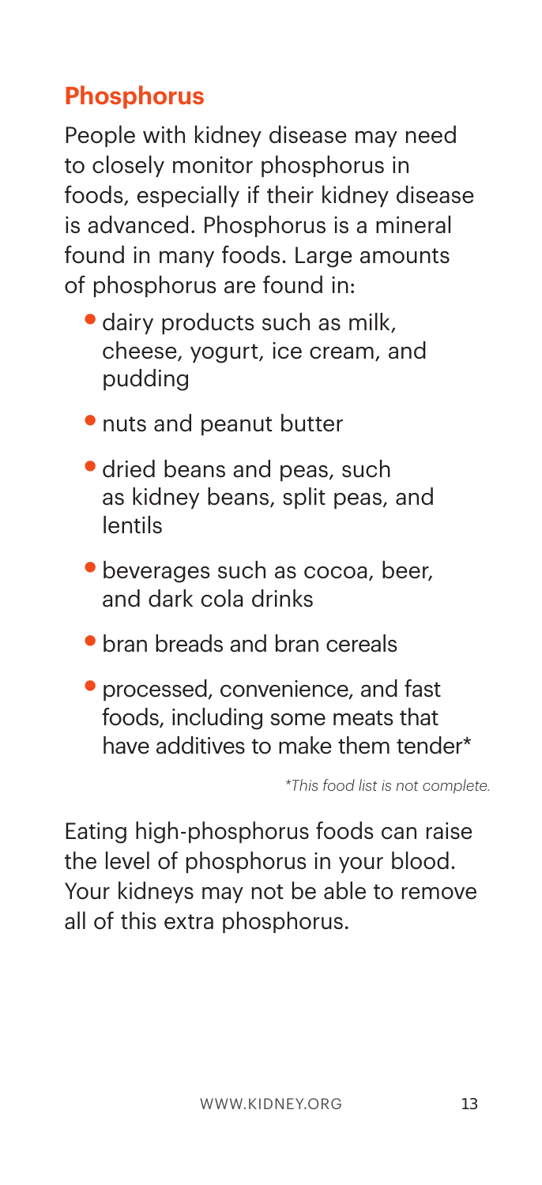## Phosphorus

People with kidney disease may need to closely monitor phosphorus in foods, especially if their kidney disease is advanced. Phosphorus is a mineral found in many foods. Large amounts of phosphorus are found in:

- dairy products such as milk, cheese, yogurt, ice cream, and pudding
- nuts and peanut butter
- dried beans and peas, such as kidney beans, split peas, and lentils
- beverages such as cocoa, beer, and dark cola drinks
- bran breads and bran cereals
- processed, convenience, and fast foods, including some meats that have additives to make them tender*

*\*This food list is not complete.*

Eating high-phosphorus foods can raise the level of phosphorus in your blood. Your kidneys may not be able to remove all of this extra phosphorus.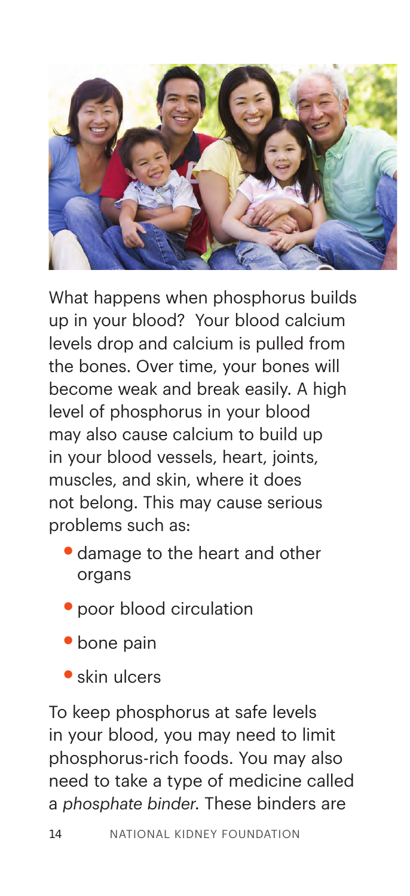What happens when phosphorus builds up in your blood? Your blood calcium levels drop and calcium is pulled from the bones. Over time, your bones will become weak and break easily. A high level of phosphorus in your blood may also cause calcium to build up in your blood vessels, heart, joints, muscles, and skin, where it does not belong. This may cause serious problems such as:

- damage to the heart and other organs
- poor blood circulation
- bone pain
- skin ulcers

To keep phosphorus at safe levels in your blood, you may need to limit phosphorus-rich foods. You may also need to take a type of medicine called a *phosphate binder*. These binders are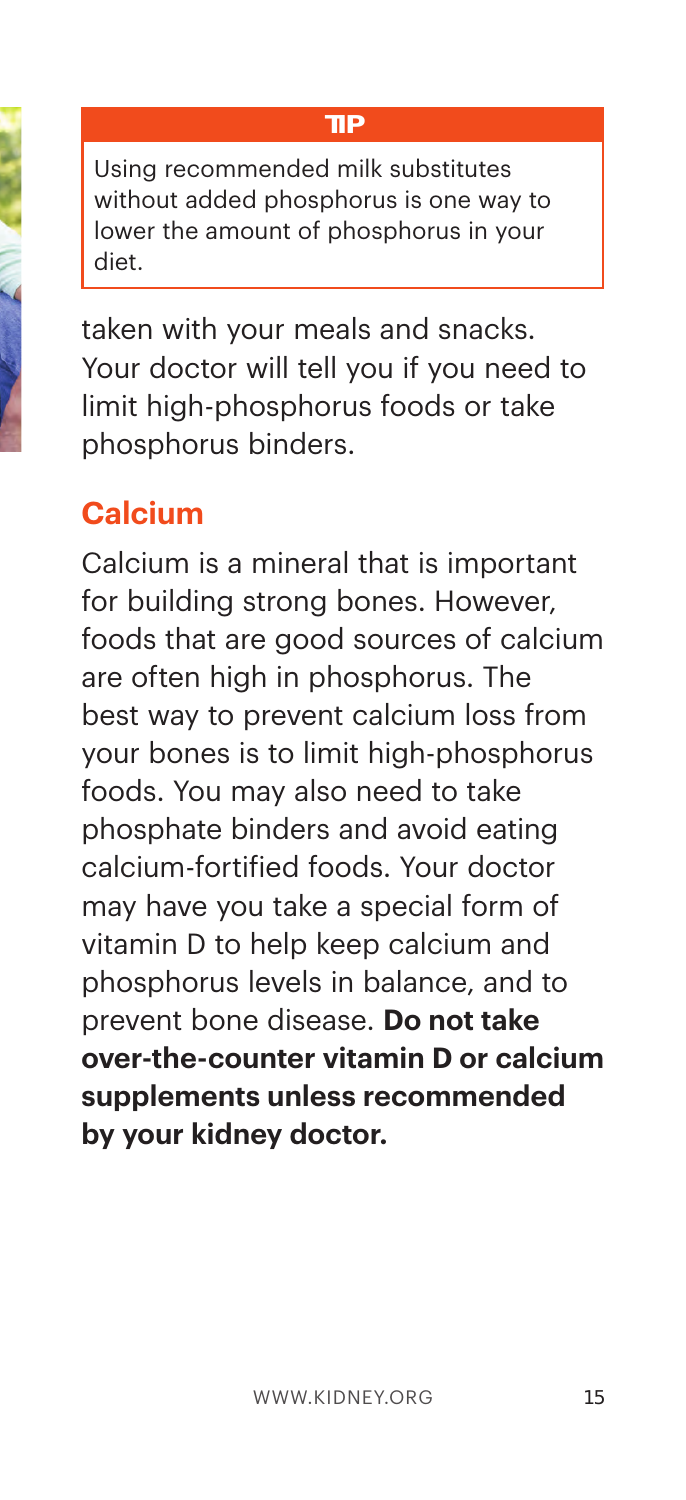**TIP**

Using recommended milk substitutes without added phosphorus is one way to lower the amount of phosphorus in your diet.

taken with your meals and snacks. Your doctor will tell you if you need to limit high-phosphorus foods or take phosphorus binders.

## Calcium

Calcium is a mineral that is important for building strong bones. However, foods that are good sources of calcium are often high in phosphorus. The best way to prevent calcium loss from your bones is to limit high-phosphorus foods. You may also need to take phosphate binders and avoid eating calcium-fortified foods. Your doctor may have you take a special form of vitamin D to help keep calcium and phosphorus levels in balance, and to prevent bone disease. **Do not take over-the-counter vitamin D or calcium supplements unless recommended by your kidney doctor.**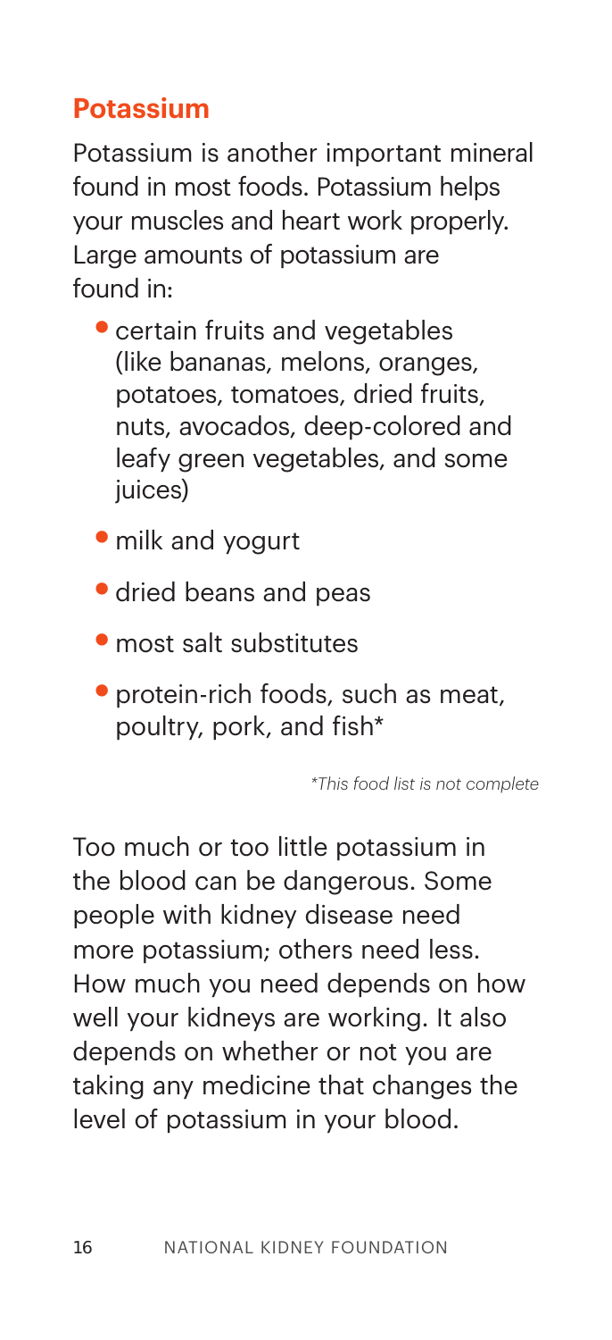## Potassium

Potassium is another important mineral found in most foods. Potassium helps your muscles and heart work properly. Large amounts of potassium are found in:

- certain fruits and vegetables (like bananas, melons, oranges, potatoes, tomatoes, dried fruits, nuts, avocados, deep-colored and leafy green vegetables, and some juices)
- milk and yogurt
- dried beans and peas
- most salt substitutes
- protein-rich foods, such as meat, poultry, pork, and fish*

*\*This food list is not complete*

Too much or too little potassium in the blood can be dangerous. Some people with kidney disease need more potassium; others need less. How much you need depends on how well your kidneys are working. It also depends on whether or not you are taking any medicine that changes the level of potassium in your blood.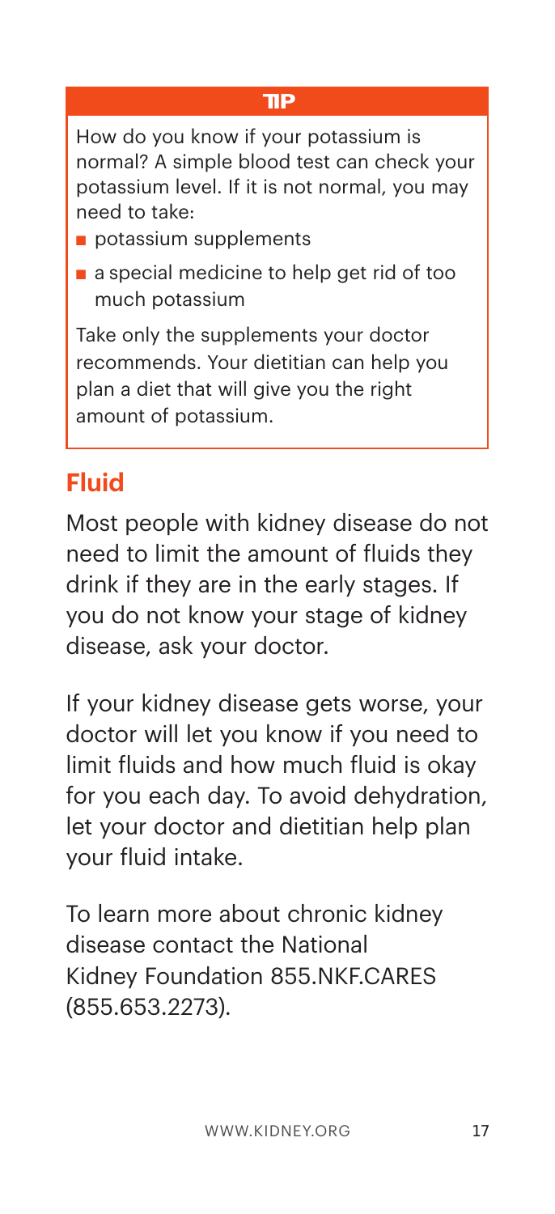**TIP**

How do you know if your potassium is normal? A simple blood test can check your potassium level. If it is not normal, you may need to take:

- potassium supplements
- a special medicine to help get rid of too much potassium

Take only the supplements your doctor recommends. Your dietitian can help you plan a diet that will give you the right amount of potassium.

## Fluid

Most people with kidney disease do not need to limit the amount of fluids they drink if they are in the early stages. If you do not know your stage of kidney disease, ask your doctor.

If your kidney disease gets worse, your doctor will let you know if you need to limit fluids and how much fluid is okay for you each day. To avoid dehydration, let your doctor and dietitian help plan your fluid intake.

To learn more about chronic kidney disease contact the National Kidney Foundation 855.NKF.CARES (855.653.2273).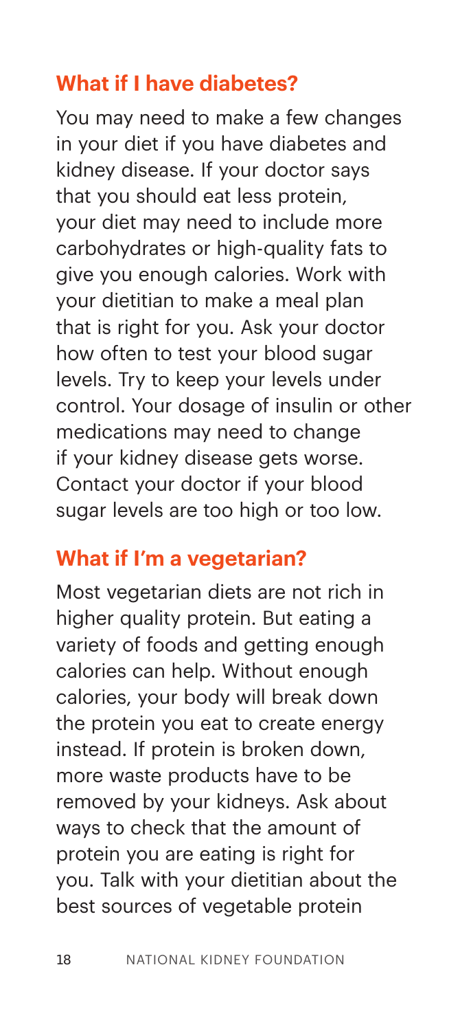## What if I have diabetes?

You may need to make a few changes in your diet if you have diabetes and kidney disease. If your doctor says that you should eat less protein, your diet may need to include more carbohydrates or high-quality fats to give you enough calories. Work with your dietitian to make a meal plan that is right for you. Ask your doctor how often to test your blood sugar levels. Try to keep your levels under control. Your dosage of insulin or other medications may need to change if your kidney disease gets worse. Contact your doctor if your blood sugar levels are too high or too low.

## What if I'm a vegetarian?

Most vegetarian diets are not rich in higher quality protein. But eating a variety of foods and getting enough calories can help. Without enough calories, your body will break down the protein you eat to create energy instead. If protein is broken down, more waste products have to be removed by your kidneys. Ask about ways to check that the amount of protein you are eating is right for you. Talk with your dietitian about the best sources of vegetable protein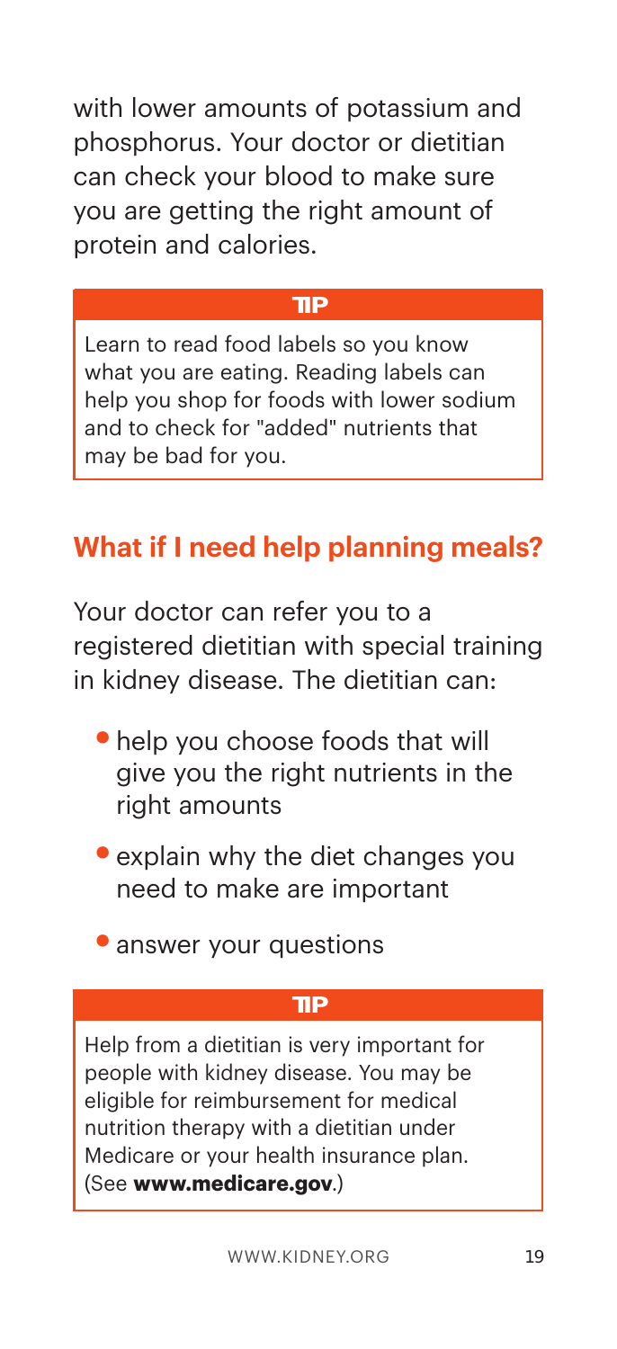with lower amounts of potassium and phosphorus. Your doctor or dietitian can check your blood to make sure you are getting the right amount of protein and calories.

**TIP**

Learn to read food labels so you know what you are eating. Reading labels can help you shop for foods with lower sodium and to check for "added" nutrients that may be bad for you.

## What if I need help planning meals?

Your doctor can refer you to a registered dietitian with special training in kidney disease. The dietitian can:

- help you choose foods that will give you the right nutrients in the right amounts
- explain why the diet changes you need to make are important
- answer your questions

**TIP**

Help from a dietitian is very important for people with kidney disease. You may be eligible for reimbursement for medical nutrition therapy with a dietitian under Medicare or your health insurance plan. (See **www.medicare.gov**.)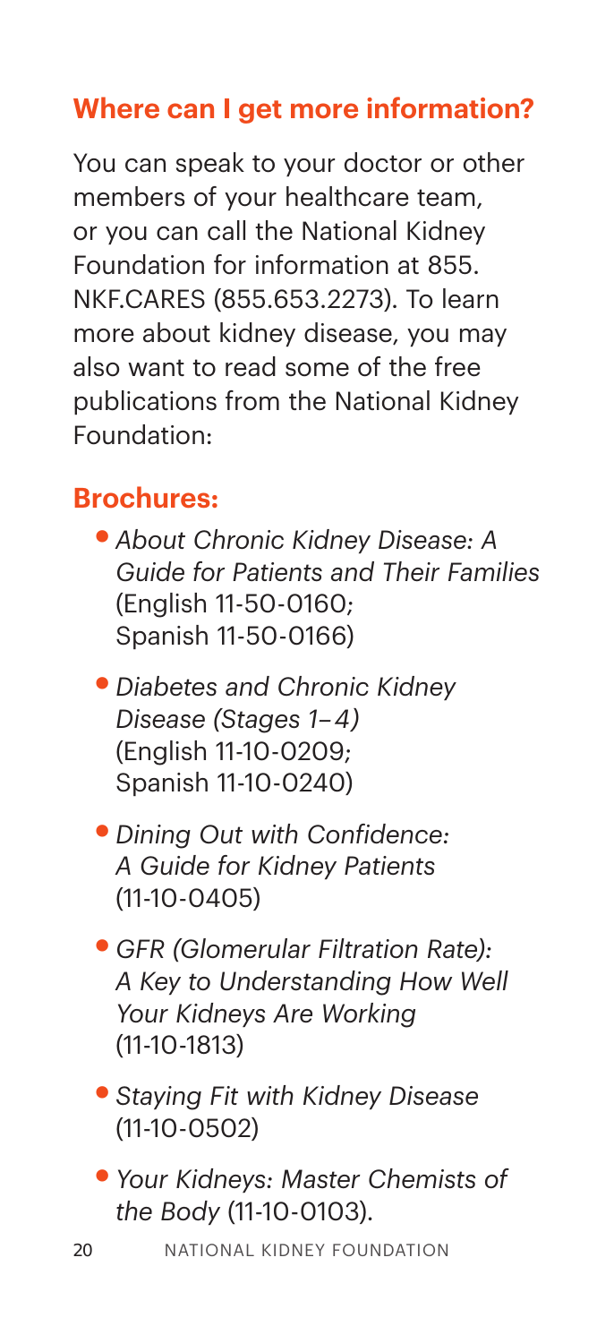## Where can I get more information?

You can speak to your doctor or other members of your healthcare team, or you can call the National Kidney Foundation for information at 855. NKF.CARES (855.653.2273). To learn more about kidney disease, you may also want to read some of the free publications from the National Kidney Foundation:

### Brochures:

- *About Chronic Kidney Disease: A Guide for Patients and Their Families* (English 11-50-0160; Spanish 11-50-0166)
- *Diabetes and Chronic Kidney Disease (Stages 1–4)* (English 11-10-0209; Spanish 11-10-0240)
- *Dining Out with Confidence: A Guide for Kidney Patients* (11-10-0405)
- *GFR (Glomerular Filtration Rate): A Key to Understanding How Well Your Kidneys Are Working* (11-10-1813)
- *Staying Fit with Kidney Disease* (11-10-0502)
- *Your Kidneys: Master Chemists of the Body* (11-10-0103).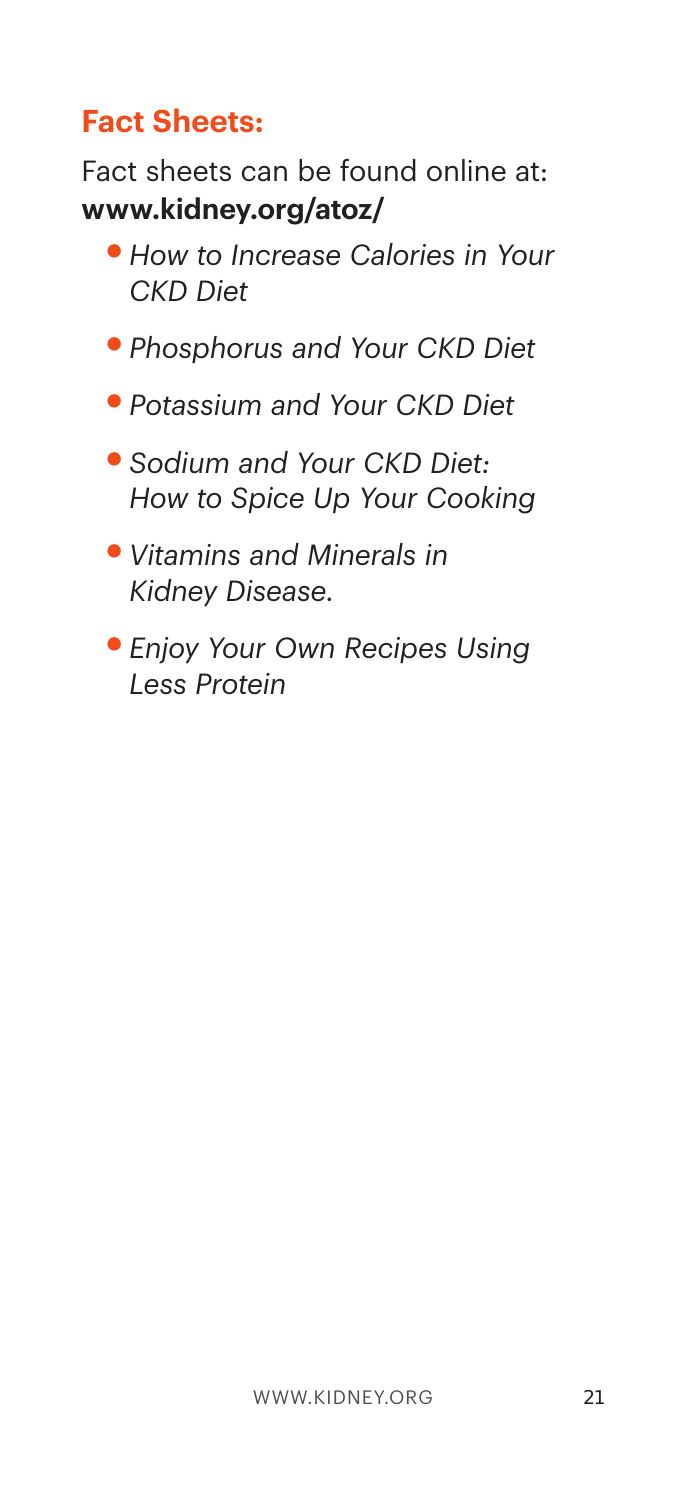## Fact Sheets:

Fact sheets can be found online at: **www.kidney.org/atoz/**

- *How to Increase Calories in Your CKD Diet*
- *Phosphorus and Your CKD Diet*
- *Potassium and Your CKD Diet*
- *Sodium and Your CKD Diet: How to Spice Up Your Cooking*
- *Vitamins and Minerals in Kidney Disease.*
- *Enjoy Your Own Recipes Using Less Protein*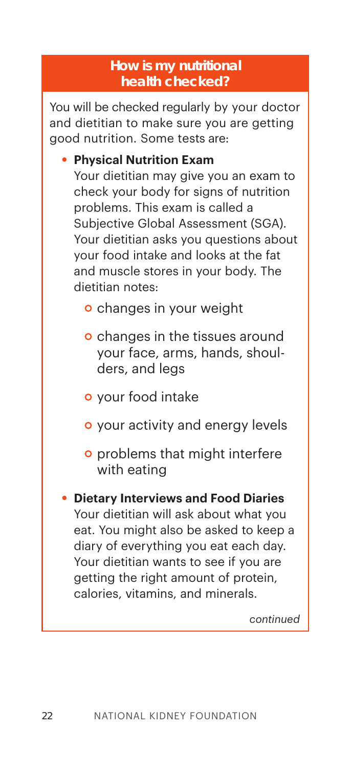## How is my nutritional health checked?

You will be checked regularly by your doctor and dietitian to make sure you are getting good nutrition. Some tests are:

- **Physical Nutrition Exam**
  Your dietitian may give you an exam to check your body for signs of nutrition problems. This exam is called a Subjective Global Assessment (SGA). Your dietitian asks you questions about your food intake and looks at the fat and muscle stores in your body. The dietitian notes:
  - changes in your weight
  - changes in the tissues around your face, arms, hands, shoulders, and legs
  - your food intake
  - your activity and energy levels
  - problems that might interfere with eating
- **Dietary Interviews and Food Diaries**
  Your dietitian will ask about what you eat. You might also be asked to keep a diary of everything you eat each day. Your dietitian wants to see if you are getting the right amount of protein, calories, vitamins, and minerals.

*continued*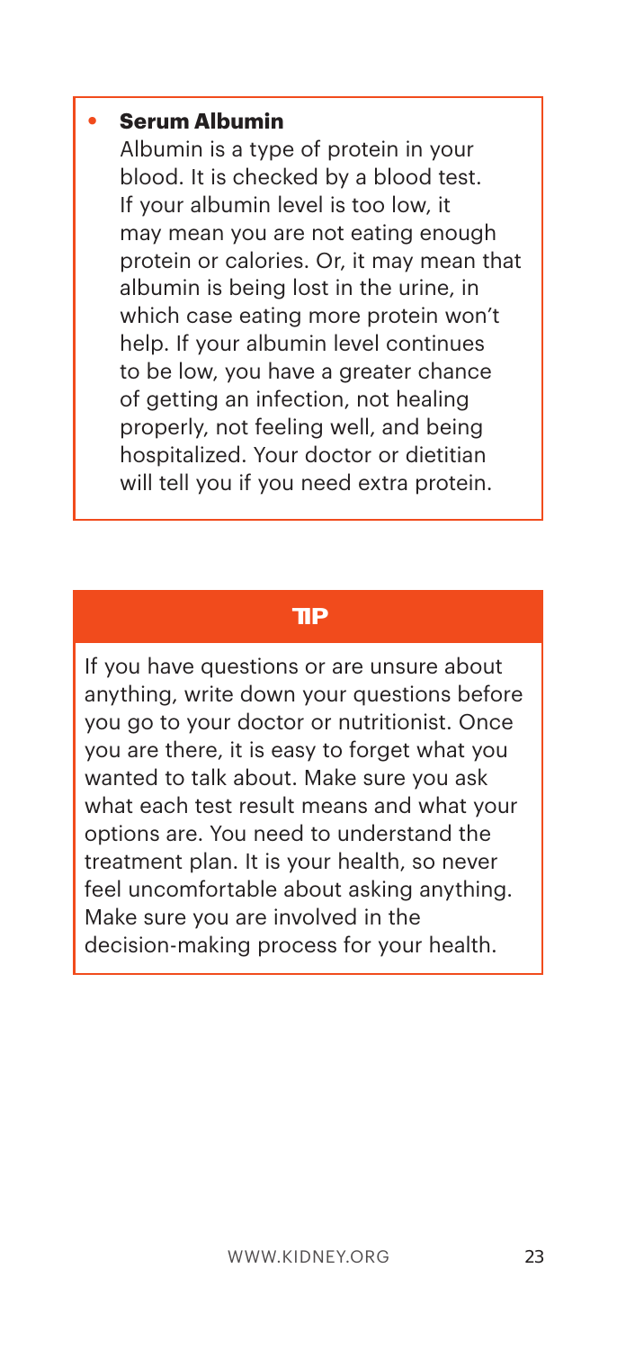- **Serum Albumin**
  Albumin is a type of protein in your blood. It is checked by a blood test. If your albumin level is too low, it may mean you are not eating enough protein or calories. Or, it may mean that albumin is being lost in the urine, in which case eating more protein won't help. If your albumin level continues to be low, you have a greater chance of getting an infection, not healing properly, not feeling well, and being hospitalized. Your doctor or dietitian will tell you if you need extra protein.

**TIP**

If you have questions or are unsure about anything, write down your questions before you go to your doctor or nutritionist. Once you are there, it is easy to forget what you wanted to talk about. Make sure you ask what each test result means and what your options are. You need to understand the treatment plan. It is your health, so never feel uncomfortable about asking anything. Make sure you are involved in the decision-making process for your health.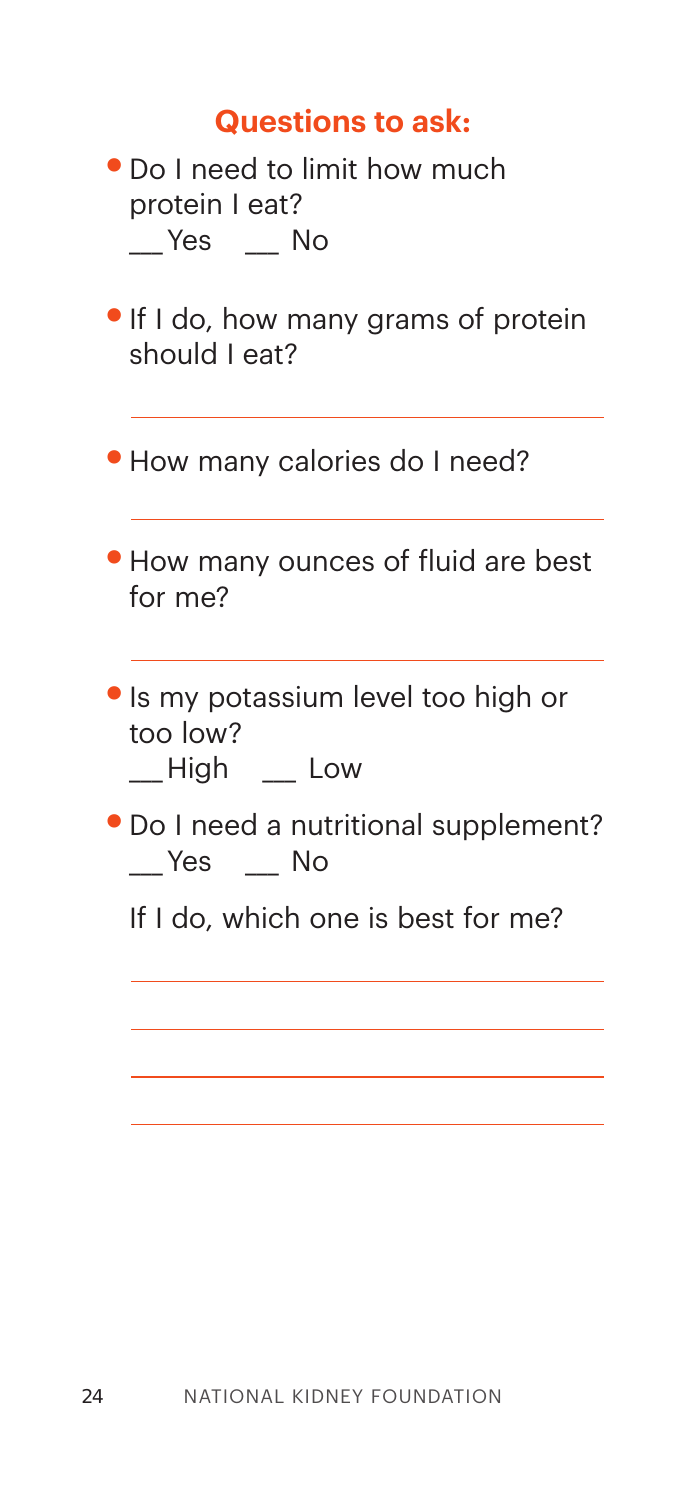## Questions to ask:

- Do I need to limit how much protein I eat?
  __ Yes __ No
- If I do, how many grams of protein should I eat?

  ______________________________
- How many calories do I need?

  ______________________________
- How many ounces of fluid are best for me?

  ______________________________
- Is my potassium level too high or too low?
  __ High __ Low
- Do I need a nutritional supplement?
  __ Yes __ No

  If I do, which one is best for me?

  ______________________________

  ______________________________

  ______________________________

  ______________________________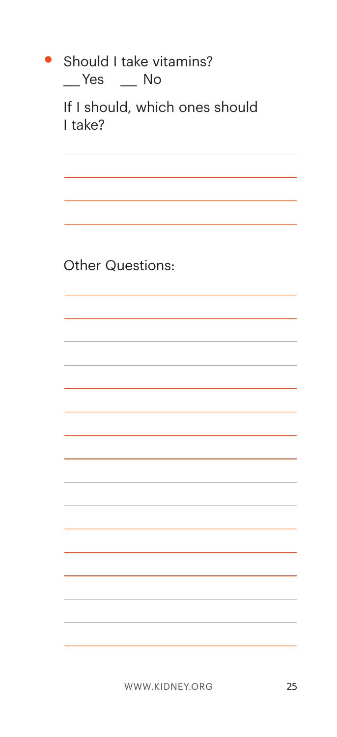- Should I take vitamins?
  \_\_ Yes \_\_ No

  If I should, which ones should I take?

  ______________________________________
  ______________________________________
  ______________________________________
  ______________________________________

Other Questions:

______________________________________
______________________________________
______________________________________
______________________________________
______________________________________
______________________________________
______________________________________
______________________________________
______________________________________
______________________________________
______________________________________
______________________________________
______________________________________
______________________________________
______________________________________
______________________________________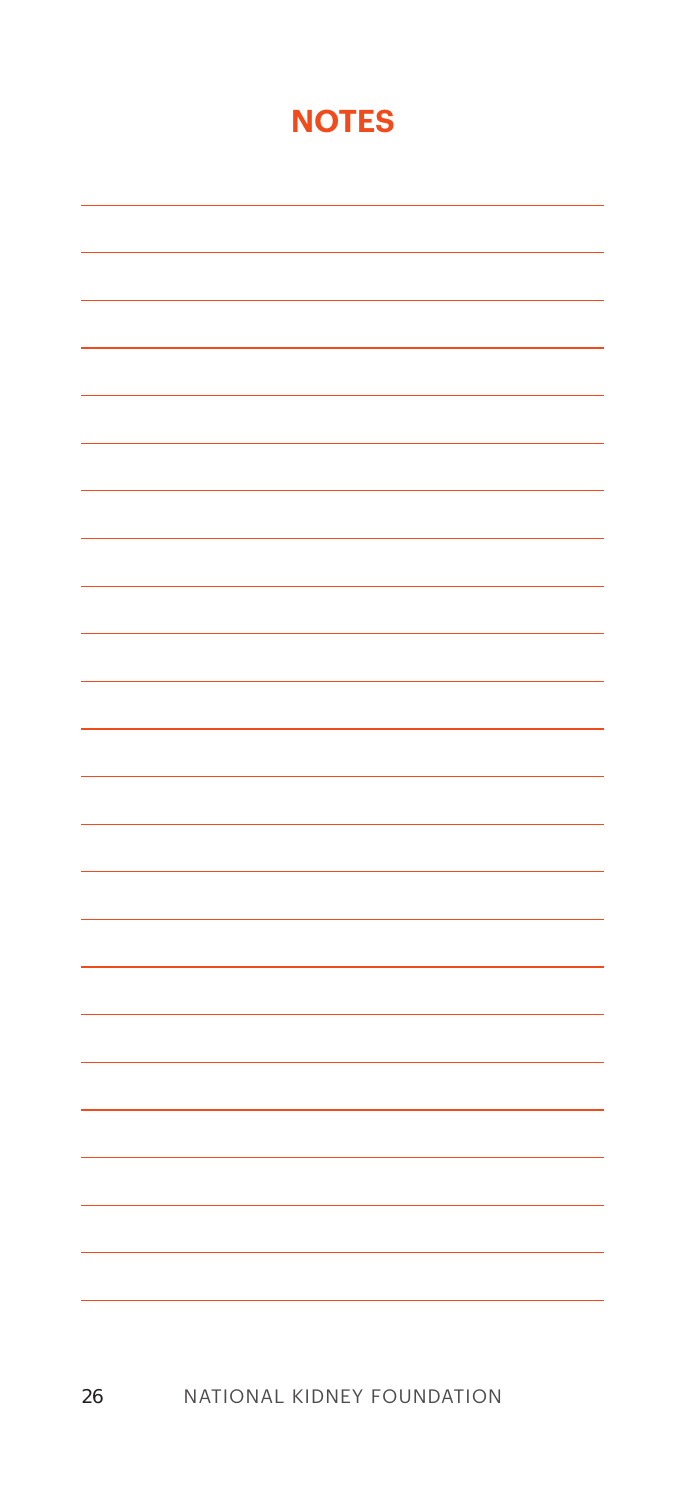# NOTES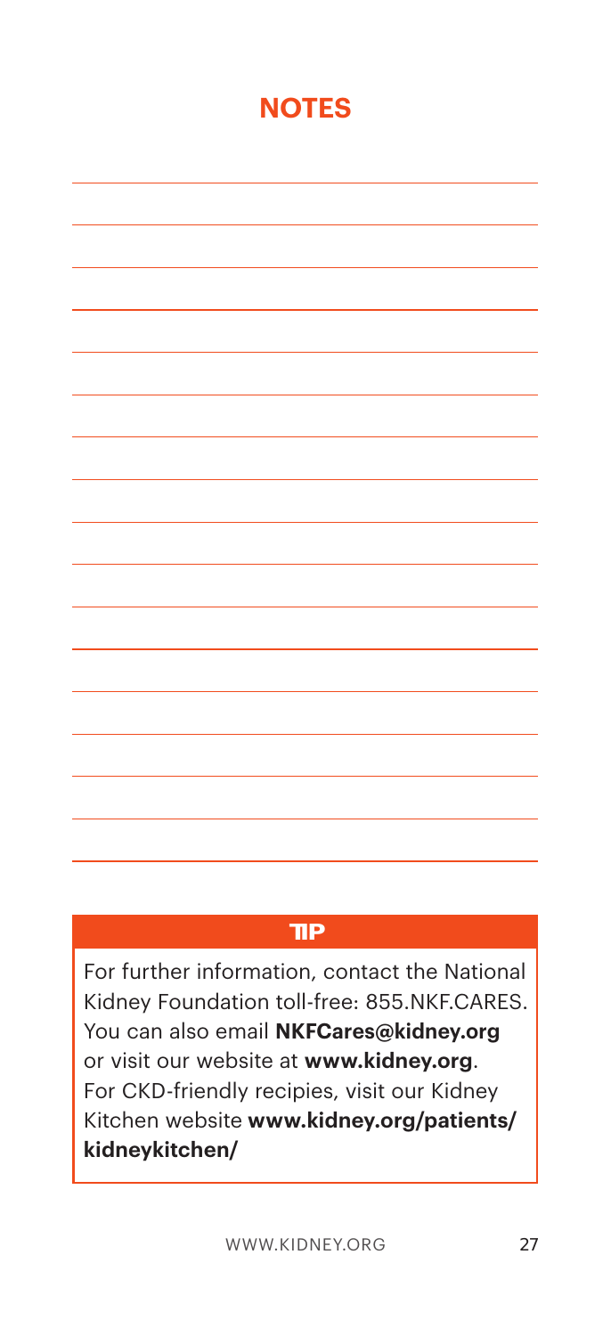## NOTES

### TIP

For further information, contact the National Kidney Foundation toll-free: 855.NKF.CARES. You can also email **NKFCares@kidney.org** or visit our website at **www.kidney.org**. For CKD-friendly recipies, visit our Kidney Kitchen website **www.kidney.org/patients/kidneykitchen/**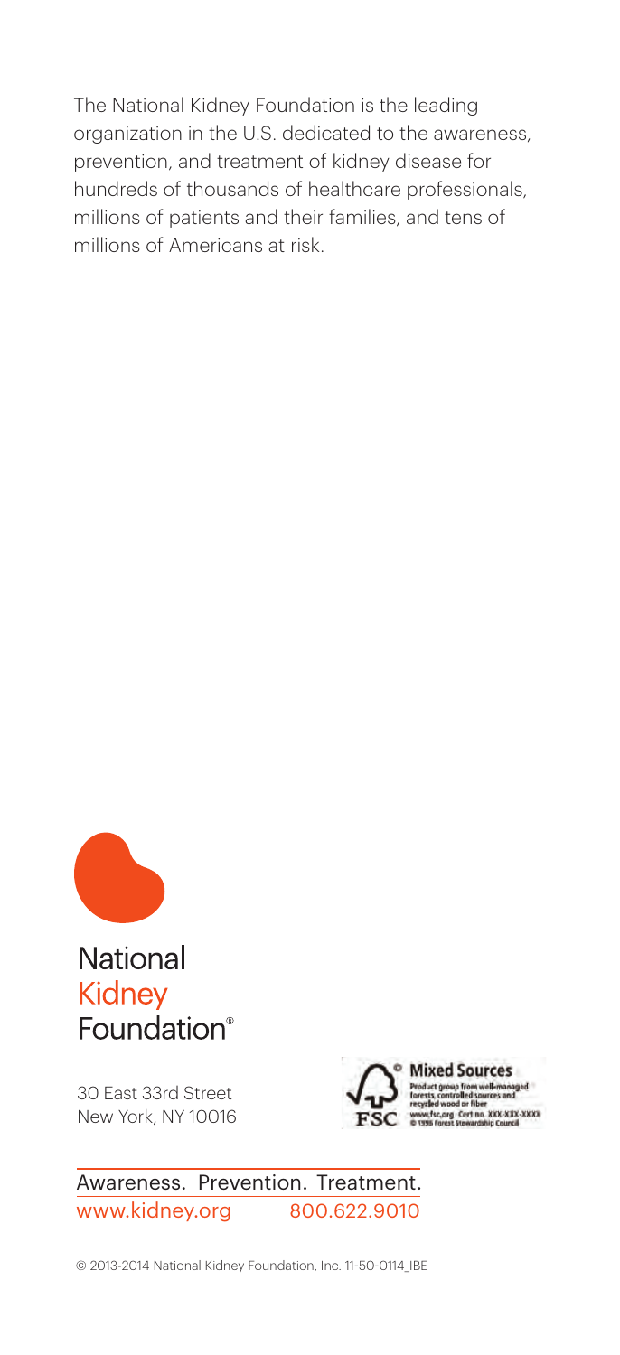The National Kidney Foundation is the leading organization in the U.S. dedicated to the awareness, prevention, and treatment of kidney disease for hundreds of thousands of healthcare professionals, millions of patients and their families, and tens of millions of Americans at risk.

National
Kidney
Foundation®

30 East 33rd Street
New York, NY 10016

Mixed Sources
Product group from well-managed forests, controlled sources and recycled wood or fiber
www.fsc.org Cert no. XXX-XXX-XXXX
© 1996 Forest Stewardship Council

Awareness. Prevention. Treatment.
www.kidney.org 800.622.9010

© 2013-2014 National Kidney Foundation, Inc. 11-50-0114_IBE